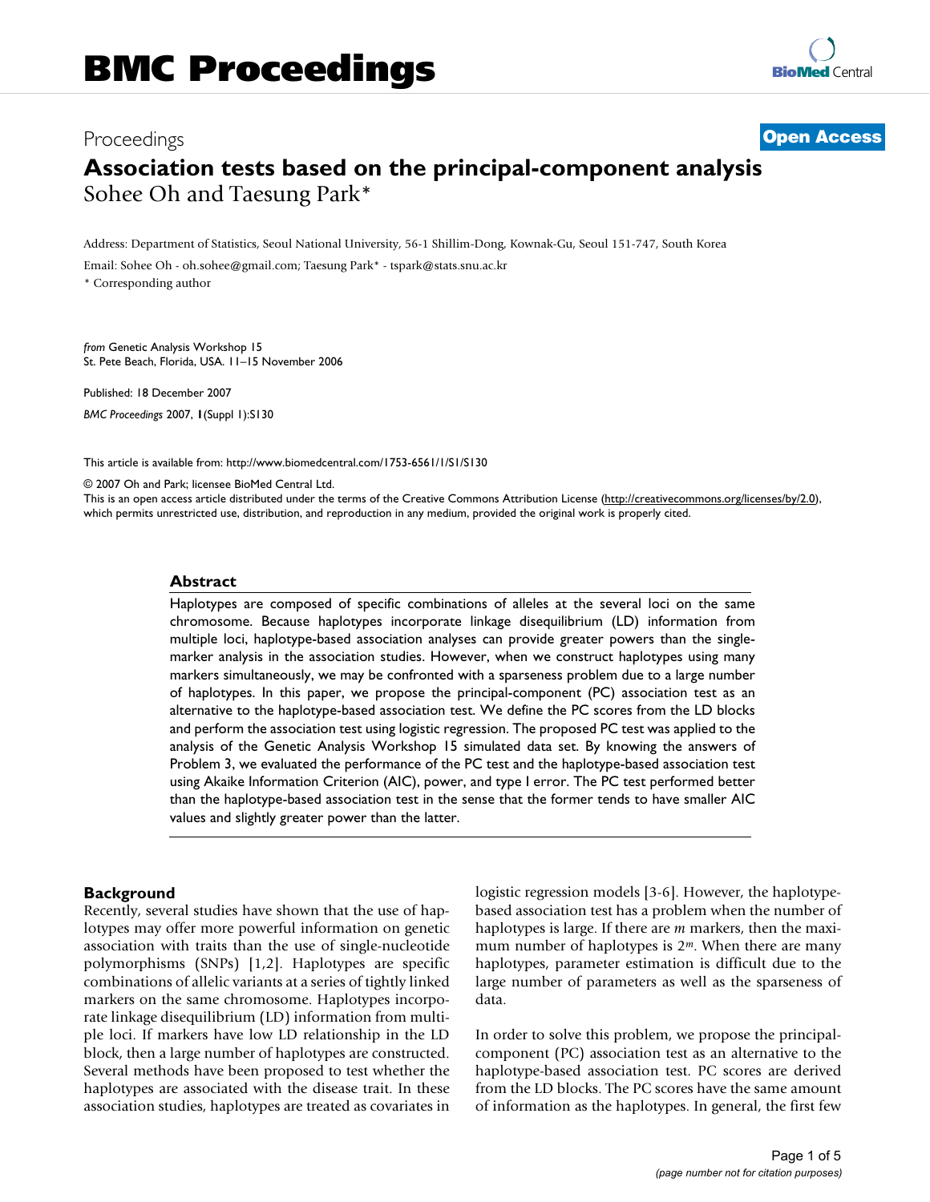# Association tests based on the principal-component analysis

Sohee Oh and Taesung Park*

Address: Department of Statistics, Seoul National University, 56-1 Shillim-Dong, Kownak-Gu, Seoul 151-747, South Korea

Email: Sohee Oh - oh.sohee@gmail.com; Taesung Park* - tspark@stats.snu.ac.kr

* Corresponding author

*from* Genetic Analysis Workshop 15
St. Pete Beach, Florida, USA. 11–15 November 2006

Published: 18 December 2007

*BMC Proceedings* 2007, **1**(Suppl 1):S130

This article is available from: http://www.biomedcentral.com/1753-6561/1/S1/S130

© 2007 Oh and Park; licensee BioMed Central Ltd.
This is an open access article distributed under the terms of the Creative Commons Attribution License (http://creativecommons.org/licenses/by/2.0), which permits unrestricted use, distribution, and reproduction in any medium, provided the original work is properly cited.

## Abstract

Haplotypes are composed of specific combinations of alleles at the several loci on the same chromosome. Because haplotypes incorporate linkage disequilibrium (LD) information from multiple loci, haplotype-based association analyses can provide greater powers than the single-marker analysis in the association studies. However, when we construct haplotypes using many markers simultaneously, we may be confronted with a sparseness problem due to a large number of haplotypes. In this paper, we propose the principal-component (PC) association test as an alternative to the haplotype-based association test. We define the PC scores from the LD blocks and perform the association test using logistic regression. The proposed PC test was applied to the analysis of the Genetic Analysis Workshop 15 simulated data set. By knowing the answers of Problem 3, we evaluated the performance of the PC test and the haplotype-based association test using Akaike Information Criterion (AIC), power, and type I error. The PC test performed better than the haplotype-based association test in the sense that the former tends to have smaller AIC values and slightly greater power than the latter.

## Background

Recently, several studies have shown that the use of haplotypes may offer more powerful information on genetic association with traits than the use of single-nucleotide polymorphisms (SNPs) [1,2]. Haplotypes are specific combinations of allelic variants at a series of tightly linked markers on the same chromosome. Haplotypes incorporate linkage disequilibrium (LD) information from multiple loci. If markers have low LD relationship in the LD block, then a large number of haplotypes are constructed. Several methods have been proposed to test whether the haplotypes are associated with the disease trait. In these association studies, haplotypes are treated as covariates in logistic regression models [3-6]. However, the haplotype-based association test has a problem when the number of haplotypes is large. If there are $m$ markers, then the maximum number of haplotypes is $2^m$. When there are many haplotypes, parameter estimation is difficult due to the large number of parameters as well as the sparseness of data.

In order to solve this problem, we propose the principal-component (PC) association test as an alternative to the haplotype-based association test. PC scores are derived from the LD blocks. The PC scores have the same amount of information as the haplotypes. In general, the first few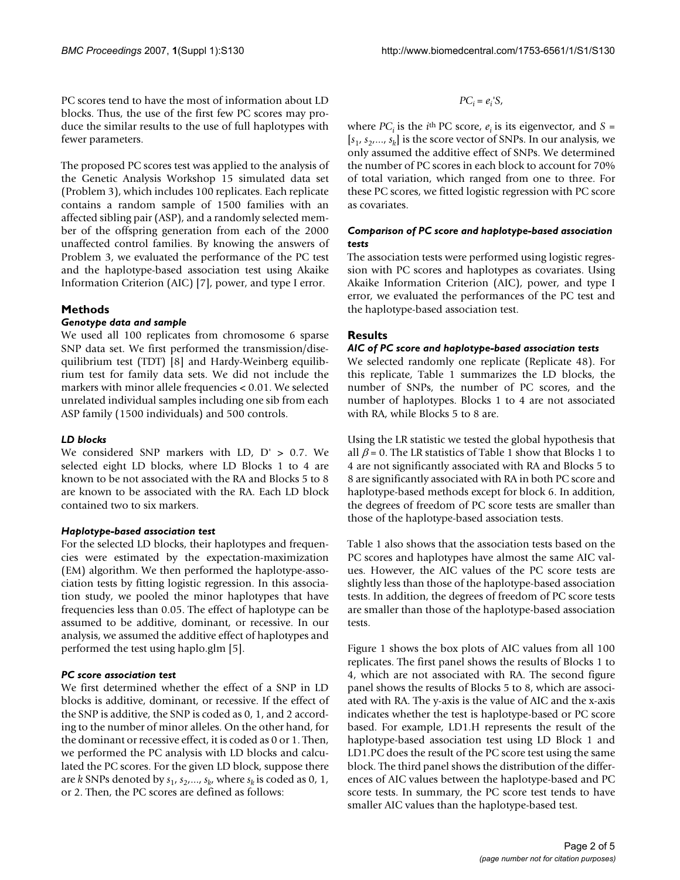PC scores tend to have the most of information about LD blocks. Thus, the use of the first few PC scores may produce the similar results to the use of full haplotypes with fewer parameters.

The proposed PC scores test was applied to the analysis of the Genetic Analysis Workshop 15 simulated data set (Problem 3), which includes 100 replicates. Each replicate contains a random sample of 1500 families with an affected sibling pair (ASP), and a randomly selected member of the offspring generation from each of the 2000 unaffected control families. By knowing the answers of Problem 3, we evaluated the performance of the PC test and the haplotype-based association test using Akaike Information Criterion (AIC) [7], power, and type I error.

## Methods

### *Genotype data and sample*

We used all 100 replicates from chromosome 6 sparse SNP data set. We first performed the transmission/disequilibrium test (TDT) [8] and Hardy-Weinberg equilibrium test for family data sets. We did not include the markers with minor allele frequencies < 0.01. We selected unrelated individual samples including one sib from each ASP family (1500 individuals) and 500 controls.

### *LD blocks*

We considered SNP markers with LD, D' > 0.7. We selected eight LD blocks, where LD Blocks 1 to 4 are known to be not associated with the RA and Blocks 5 to 8 are known to be associated with the RA. Each LD block contained two to six markers.

### *Haplotype-based association test*

For the selected LD blocks, their haplotypes and frequencies were estimated by the expectation-maximization (EM) algorithm. We then performed the haplotype-association tests by fitting logistic regression. In this association study, we pooled the minor haplotypes that have frequencies less than 0.05. The effect of haplotype can be assumed to be additive, dominant, or recessive. In our analysis, we assumed the additive effect of haplotypes and performed the test using haplo.glm [5].

### *PC score association test*

We first determined whether the effect of a SNP in LD blocks is additive, dominant, or recessive. If the effect of the SNP is additive, the SNP is coded as 0, 1, and 2 according to the number of minor alleles. On the other hand, for the dominant or recessive effect, it is coded as 0 or 1. Then, we performed the PC analysis with LD blocks and calculated the PC scores. For the given LD block, suppose there are $k$ SNPs denoted by $s_1, s_2,..., s_k$, where $s_k$ is coded as 0, 1, or 2. Then, the PC scores are defined as follows:

$$PC_i = e_i'S,$$

where $PC_i$ is the $i^{\text{th}}$ PC score, $e_i$ is its eigenvector, and $S = [s_1, s_2,..., s_k]$ is the score vector of SNPs. In our analysis, we only assumed the additive effect of SNPs. We determined the number of PC scores in each block to account for 70% of total variation, which ranged from one to three. For these PC scores, we fitted logistic regression with PC score as covariates.

### *Comparison of PC score and haplotype-based association tests*

The association tests were performed using logistic regression with PC scores and haplotypes as covariates. Using Akaike Information Criterion (AIC), power, and type I error, we evaluated the performances of the PC test and the haplotype-based association test.

## Results

### *AIC of PC score and haplotype-based association tests*

We selected randomly one replicate (Replicate 48). For this replicate, Table 1 summarizes the LD blocks, the number of SNPs, the number of PC scores, and the number of haplotypes. Blocks 1 to 4 are not associated with RA, while Blocks 5 to 8 are.

Using the LR statistic we tested the global hypothesis that all $\beta = 0$. The LR statistics of Table 1 show that Blocks 1 to 4 are not significantly associated with RA and Blocks 5 to 8 are significantly associated with RA in both PC score and haplotype-based methods except for block 6. In addition, the degrees of freedom of PC score tests are smaller than those of the haplotype-based association tests.

Table 1 also shows that the association tests based on the PC scores and haplotypes have almost the same AIC values. However, the AIC values of the PC score tests are slightly less than those of the haplotype-based association tests. In addition, the degrees of freedom of PC score tests are smaller than those of the haplotype-based association tests.

Figure 1 shows the box plots of AIC values from all 100 replicates. The first panel shows the results of Blocks 1 to 4, which are not associated with RA. The second figure panel shows the results of Blocks 5 to 8, which are associated with RA. The y-axis is the value of AIC and the x-axis indicates whether the test is haplotype-based or PC score based. For example, LD1.H represents the result of the haplotype-based association test using LD Block 1 and LD1.PC does the result of the PC score test using the same block. The third panel shows the distribution of the differences of AIC values between the haplotype-based and PC score tests. In summary, the PC score test tends to have smaller AIC values than the haplotype-based test.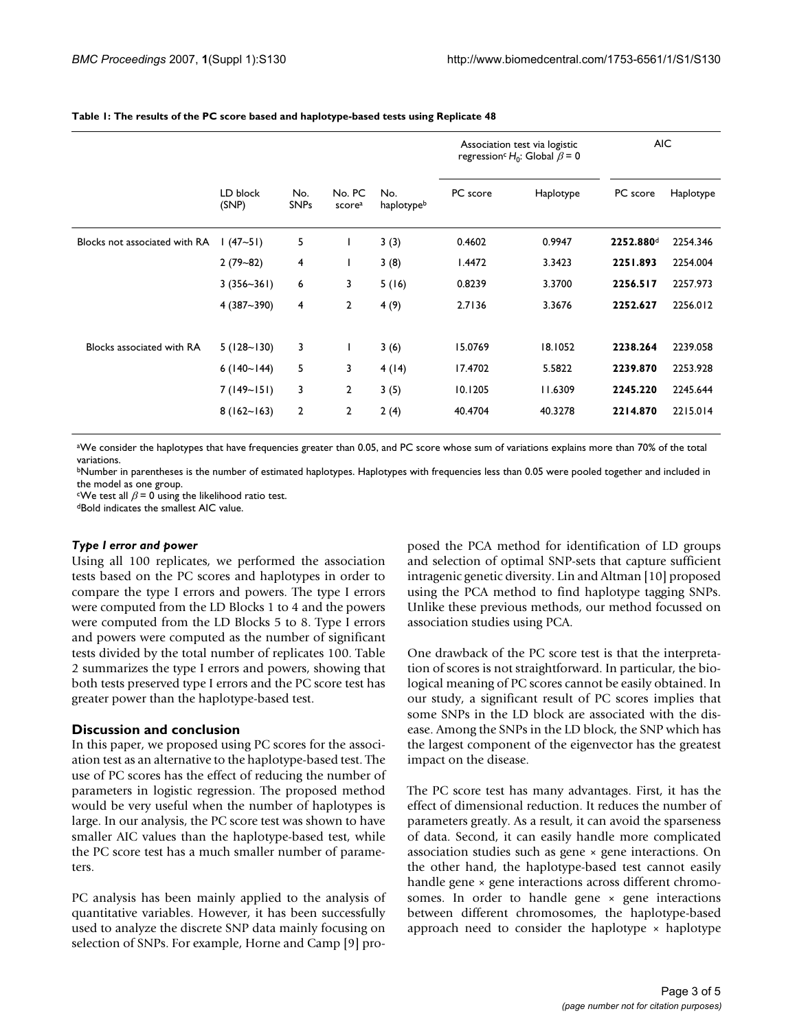**Table 1: The results of the PC score based and haplotype-based tests using Replicate 48**

| | LD block (SNP) | No. SNPs | No. PC score[a] | No. haplotype[b] | Association test via logistic regression[c] $H_0$: Global $\beta = 0$ | | AIC | |
|---|---|---|---|---|---|---|---|---|
| | | | | | PC score | Haplotype | PC score | Haplotype |
| Blocks not associated with RA | 1 (47~51) | 5 | 1 | 3 (3) | 0.4602 | 0.9947 | **2252.880**[d] | 2254.346 |
| | 2 (79~82) | 4 | 1 | 3 (8) | 1.4472 | 3.3423 | **2251.893** | 2254.004 |
| | 3 (356~361) | 6 | 3 | 5 (16) | 0.8239 | 3.3700 | **2256.517** | 2257.973 |
| | 4 (387~390) | 4 | 2 | 4 (9) | 2.7136 | 3.3676 | **2252.627** | 2256.012 |
| Blocks associated with RA | 5 (128~130) | 3 | 1 | 3 (6) | 15.0769 | 18.1052 | **2238.264** | 2239.058 |
| | 6 (140~144) | 5 | 3 | 4 (14) | 17.4702 | 5.5822 | **2239.870** | 2253.928 |
| | 7 (149~151) | 3 | 2 | 3 (5) | 10.1205 | 11.6309 | **2245.220** | 2245.644 |
| | 8 (162~163) | 2 | 2 | 2 (4) | 40.4704 | 40.3278 | **2214.870** | 2215.014 |

[a]We consider the haplotypes that have frequencies greater than 0.05, and PC score whose sum of variations explains more than 70% of the total variations.
[b]Number in parentheses is the number of estimated haplotypes. Haplotypes with frequencies less than 0.05 were pooled together and included in the model as one group.
[c]We test all $\beta = 0$ using the likelihood ratio test.
[d]Bold indicates the smallest AIC value.

### *Type I error and power*

Using all 100 replicates, we performed the association tests based on the PC scores and haplotypes in order to compare the type I errors and powers. The type I errors were computed from the LD Blocks 1 to 4 and the powers were computed from the LD Blocks 5 to 8. Type I errors and powers were computed as the number of significant tests divided by the total number of replicates 100. Table 2 summarizes the type I errors and powers, showing that both tests preserved type I errors and the PC score test has greater power than the haplotype-based test.

## Discussion and conclusion

In this paper, we proposed using PC scores for the association test as an alternative to the haplotype-based test. The use of PC scores has the effect of reducing the number of parameters in logistic regression. The proposed method would be very useful when the number of haplotypes is large. In our analysis, the PC score test was shown to have smaller AIC values than the haplotype-based test, while the PC score test has a much smaller number of parameters.

PC analysis has been mainly applied to the analysis of quantitative variables. However, it has been successfully used to analyze the discrete SNP data mainly focusing on selection of SNPs. For example, Horne and Camp [9] proposed the PCA method for identification of LD groups and selection of optimal SNP-sets that capture sufficient intragenic genetic diversity. Lin and Altman [10] proposed using the PCA method to find haplotype tagging SNPs. Unlike these previous methods, our method focussed on association studies using PCA.

One drawback of the PC score test is that the interpretation of scores is not straightforward. In particular, the biological meaning of PC scores cannot be easily obtained. In our study, a significant result of PC scores implies that some SNPs in the LD block are associated with the disease. Among the SNPs in the LD block, the SNP which has the largest component of the eigenvector has the greatest impact on the disease.

The PC score test has many advantages. First, it has the effect of dimensional reduction. It reduces the number of parameters greatly. As a result, it can avoid the sparseness of data. Second, it can easily handle more complicated association studies such as gene × gene interactions. On the other hand, the haplotype-based test cannot easily handle gene × gene interactions across different chromosomes. In order to handle gene × gene interactions between different chromosomes, the haplotype-based approach need to consider the haplotype × haplotype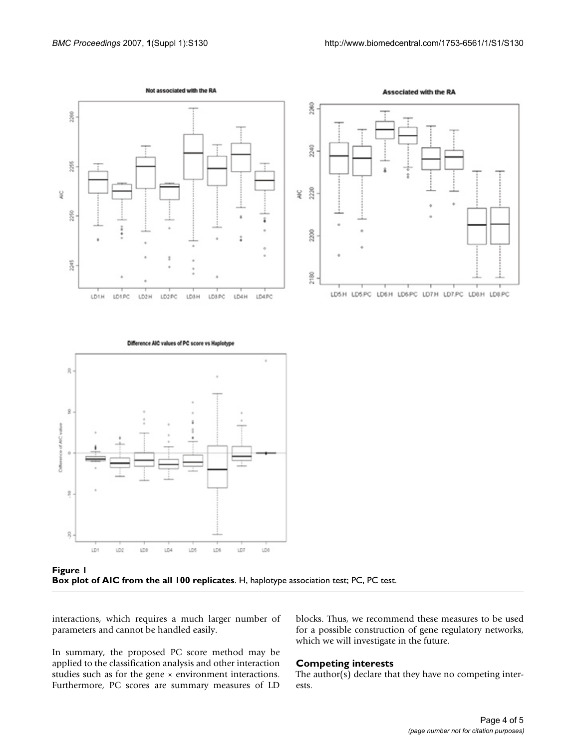Not associated with the RA

AIC

2260

2255

2250

2245

LD1.H LD1.PC LD2.H LD2.PC LD3.H LD3.PC LD4.H LD4.PC

Associated with the RA

AIC

2260

2240

2220

2200

2180

LD5.H LD5.PC LD6.H LD6.PC LD7.H LD7.PC LD8.H LD8.PC

Difference AIC values of PC score vs Haplotype

Difference of AIC value

20

10

0

-10

-20

LD1 LD2 LD3 LD4 LD5 LD6 LD7 LD8

**Figure 1**
**Box plot of AIC from the all 100 replicates**. H, haplotype association test; PC, PC test.

interactions, which requires a much larger number of parameters and cannot be handled easily.

In summary, the proposed PC score method may be applied to the classification analysis and other interaction studies such as for the gene × environment interactions. Furthermore, PC scores are summary measures of LD blocks. Thus, we recommend these measures to be used for a possible construction of gene regulatory networks, which we will investigate in the future.

## Competing interests

The author(s) declare that they have no competing interests.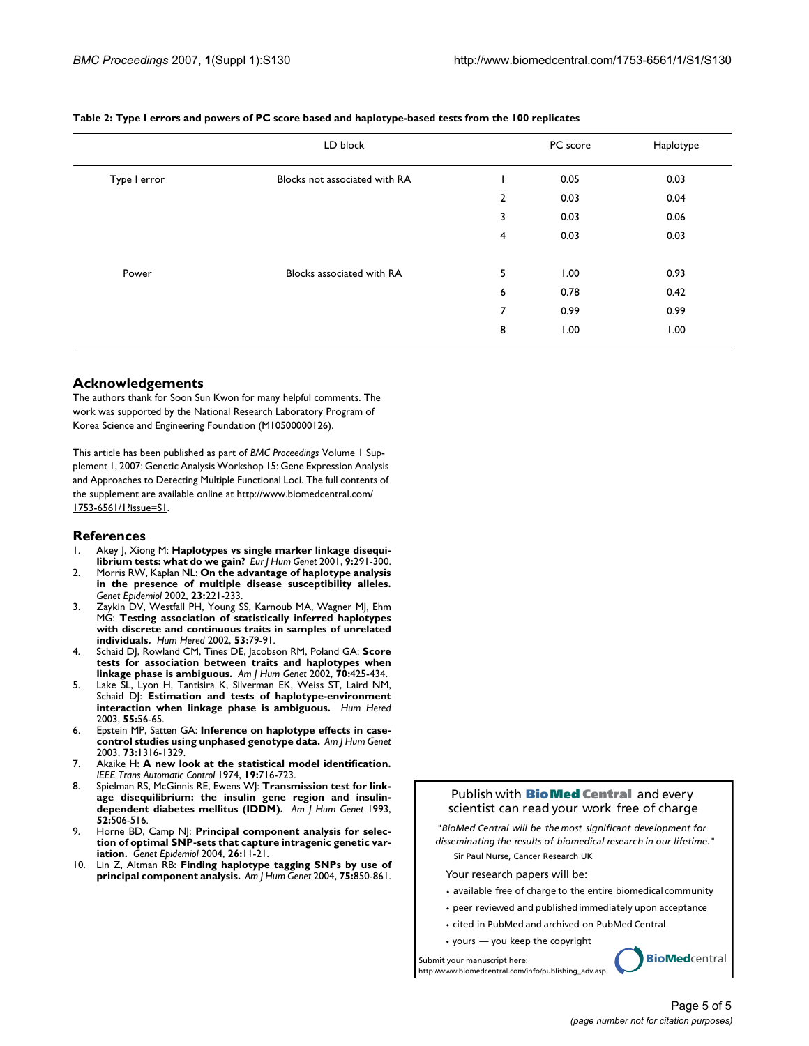**Table 2: Type I errors and powers of PC score based and haplotype-based tests from the 100 replicates**

| | LD block | | PC score | Haplotype |
|---|---|---|---|---|
| Type I error | Blocks not associated with RA | 1 | 0.05 | 0.03 |
| | | 2 | 0.03 | 0.04 |
| | | 3 | 0.03 | 0.06 |
| | | 4 | 0.03 | 0.03 |
| Power | Blocks associated with RA | 5 | 1.00 | 0.93 |
| | | 6 | 0.78 | 0.42 |
| | | 7 | 0.99 | 0.99 |
| | | 8 | 1.00 | 1.00 |

## Acknowledgements

The authors thank for Soon Sun Kwon for many helpful comments. The work was supported by the National Research Laboratory Program of Korea Science and Engineering Foundation (M10500000126).

This article has been published as part of *BMC Proceedings* Volume 1 Supplement 1, 2007: Genetic Analysis Workshop 15: Gene Expression Analysis and Approaches to Detecting Multiple Functional Loci. The full contents of the supplement are available online at http://www.biomedcentral.com/1753-6561/1?issue=S1.

## References

1. Akey J, Xiong M: **Haplotypes vs single marker linkage disequilibrium tests: what do we gain?** *Eur J Hum Genet* 2001, **9:**291-300.
2. Morris RW, Kaplan NL: **On the advantage of haplotype analysis in the presence of multiple disease susceptibility alleles.** *Genet Epidemiol* 2002, **23:**221-233.
3. Zaykin DV, Westfall PH, Young SS, Karnoub MA, Wagner MJ, Ehm MG: **Testing association of statistically inferred haplotypes with discrete and continuous traits in samples of unrelated individuals.** *Hum Hered* 2002, **53:**79-91.
4. Schaid DJ, Rowland CM, Tines DE, Jacobson RM, Poland GA: **Score tests for association between traits and haplotypes when linkage phase is ambiguous.** *Am J Hum Genet* 2002, **70:**425-434.
5. Lake SL, Lyon H, Tantisira K, Silverman EK, Weiss ST, Laird NM, Schaid DJ: **Estimation and tests of haplotype-environment interaction when linkage phase is ambiguous.** *Hum Hered* 2003, **55:**56-65.
6. Epstein MP, Satten GA: **Inference on haplotype effects in case-control studies using unphased genotype data.** *Am J Hum Genet* 2003, **73:**1316-1329.
7. Akaike H: **A new look at the statistical model identification.** *IEEE Trans Automatic Control* 1974, **19:**716-723.
8. Spielman RS, McGinnis RE, Ewens WJ: **Transmission test for linkage disequilibrium: the insulin gene region and insulin-dependent diabetes mellitus (IDDM).** *Am J Hum Genet* 1993, **52:**506-516.
9. Horne BD, Camp NJ: **Principal component analysis for selection of optimal SNP-sets that capture intragenic genetic variation.** *Genet Epidemiol* 2004, **26:**11-21.
10. Lin Z, Altman RB: **Finding haplotype tagging SNPs by use of principal component analysis.** *Am J Hum Genet* 2004, **75:**850-861.

Publish with **BioMed Central** and every scientist can read your work free of charge

*"BioMed Central will be the most significant development for disseminating the results of biomedical research in our lifetime."*

Sir Paul Nurse, Cancer Research UK

Your research papers will be:

- available free of charge to the entire biomedical community
- peer reviewed and published immediately upon acceptance
- cited in PubMed and archived on PubMed Central
- yours — you keep the copyright

Submit your manuscript here:
http://www.biomedcentral.com/info/publishing_adv.asp

BioMedcentral